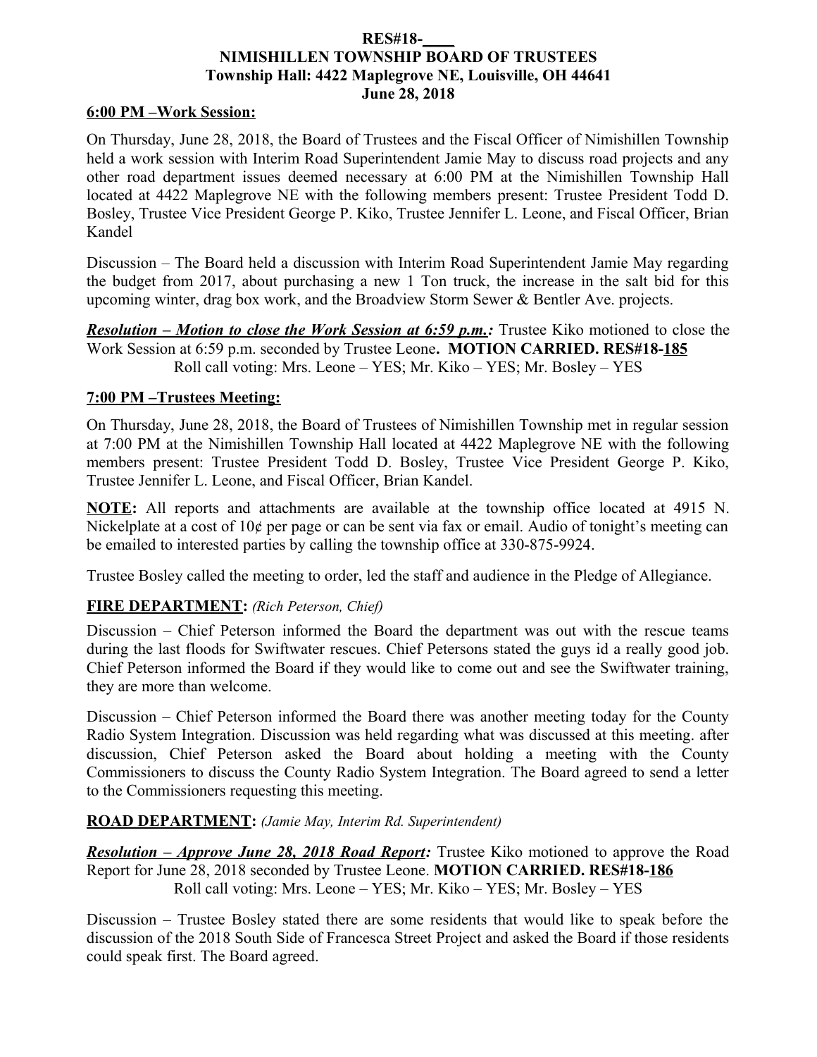**RES#18-____**
**NIMISHILLEN TOWNSHIP BOARD OF TRUSTEES**
**Township Hall: 4422 Maplegrove NE, Louisville, OH 44641**
**June 28, 2018**

**6:00 PM –Work Session:**

On Thursday, June 28, 2018, the Board of Trustees and the Fiscal Officer of Nimishillen Township held a work session with Interim Road Superintendent Jamie May to discuss road projects and any other road department issues deemed necessary at 6:00 PM at the Nimishillen Township Hall located at 4422 Maplegrove NE with the following members present: Trustee President Todd D. Bosley, Trustee Vice President George P. Kiko, Trustee Jennifer L. Leone, and Fiscal Officer, Brian Kandel

Discussion – The Board held a discussion with Interim Road Superintendent Jamie May regarding the budget from 2017, about purchasing a new 1 Ton truck, the increase in the salt bid for this upcoming winter, drag box work, and the Broadview Storm Sewer & Bentler Ave. projects.

***Resolution – Motion to close the Work Session at 6:59 p.m.:*** Trustee Kiko motioned to close the Work Session at 6:59 p.m. seconded by Trustee Leone**. MOTION CARRIED. RES#18-185**
Roll call voting: Mrs. Leone – YES; Mr. Kiko – YES; Mr. Bosley – YES

**7:00 PM –Trustees Meeting:**

On Thursday, June 28, 2018, the Board of Trustees of Nimishillen Township met in regular session at 7:00 PM at the Nimishillen Township Hall located at 4422 Maplegrove NE with the following members present: Trustee President Todd D. Bosley, Trustee Vice President George P. Kiko, Trustee Jennifer L. Leone, and Fiscal Officer, Brian Kandel.

**NOTE:** All reports and attachments are available at the township office located at 4915 N. Nickelplate at a cost of 10¢ per page or can be sent via fax or email. Audio of tonight's meeting can be emailed to interested parties by calling the township office at 330-875-9924.

Trustee Bosley called the meeting to order, led the staff and audience in the Pledge of Allegiance.

**FIRE DEPARTMENT:** *(Rich Peterson, Chief)*

Discussion – Chief Peterson informed the Board the department was out with the rescue teams during the last floods for Swiftwater rescues. Chief Petersons stated the guys id a really good job. Chief Peterson informed the Board if they would like to come out and see the Swiftwater training, they are more than welcome.

Discussion – Chief Peterson informed the Board there was another meeting today for the County Radio System Integration. Discussion was held regarding what was discussed at this meeting. after discussion, Chief Peterson asked the Board about holding a meeting with the County Commissioners to discuss the County Radio System Integration. The Board agreed to send a letter to the Commissioners requesting this meeting.

**ROAD DEPARTMENT:** *(Jamie May, Interim Rd. Superintendent)*

***Resolution – Approve June 28, 2018 Road Report:*** Trustee Kiko motioned to approve the Road Report for June 28, 2018 seconded by Trustee Leone. **MOTION CARRIED. RES#18-186**
Roll call voting: Mrs. Leone – YES; Mr. Kiko – YES; Mr. Bosley – YES

Discussion – Trustee Bosley stated there are some residents that would like to speak before the discussion of the 2018 South Side of Francesca Street Project and asked the Board if those residents could speak first. The Board agreed.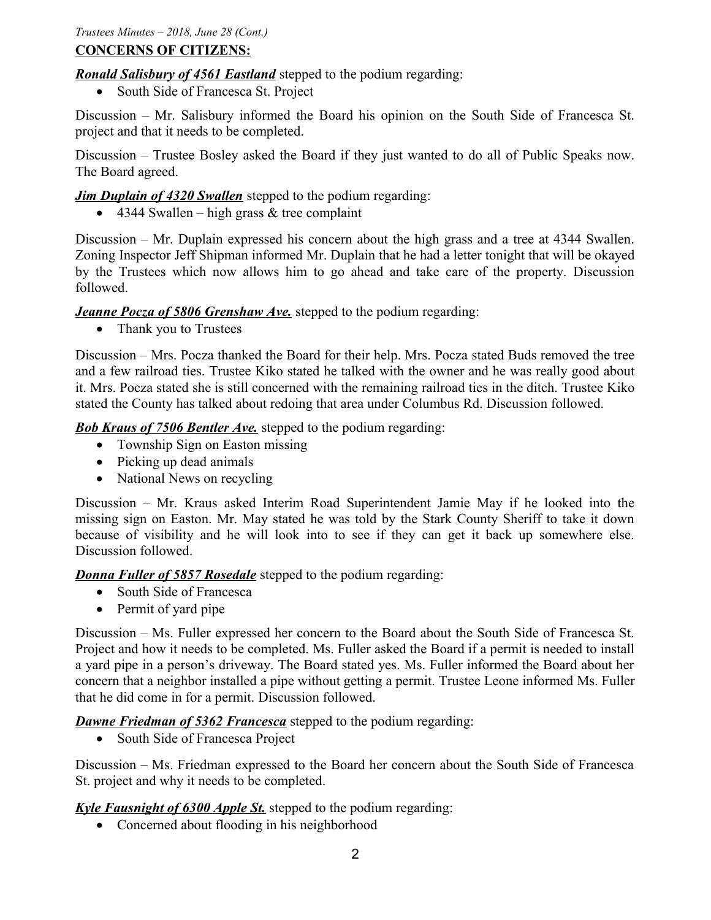## CONCERNS OF CITIZENS:

***Ronald Salisbury of 4561 Eastland*** stepped to the podium regarding:

- South Side of Francesca St. Project

Discussion – Mr. Salisbury informed the Board his opinion on the South Side of Francesca St. project and that it needs to be completed.

Discussion – Trustee Bosley asked the Board if they just wanted to do all of Public Speaks now. The Board agreed.

***Jim Duplain of 4320 Swallen*** stepped to the podium regarding:

- 4344 Swallen – high grass & tree complaint

Discussion – Mr. Duplain expressed his concern about the high grass and a tree at 4344 Swallen. Zoning Inspector Jeff Shipman informed Mr. Duplain that he had a letter tonight that will be okayed by the Trustees which now allows him to go ahead and take care of the property. Discussion followed.

***Jeanne Pocza of 5806 Grenshaw Ave.*** stepped to the podium regarding:

- Thank you to Trustees

Discussion – Mrs. Pocza thanked the Board for their help. Mrs. Pocza stated Buds removed the tree and a few railroad ties. Trustee Kiko stated he talked with the owner and he was really good about it. Mrs. Pocza stated she is still concerned with the remaining railroad ties in the ditch. Trustee Kiko stated the County has talked about redoing that area under Columbus Rd. Discussion followed.

***Bob Kraus of 7506 Bentler Ave.*** stepped to the podium regarding:

- Township Sign on Easton missing
- Picking up dead animals
- National News on recycling

Discussion – Mr. Kraus asked Interim Road Superintendent Jamie May if he looked into the missing sign on Easton. Mr. May stated he was told by the Stark County Sheriff to take it down because of visibility and he will look into to see if they can get it back up somewhere else. Discussion followed.

***Donna Fuller of 5857 Rosedale*** stepped to the podium regarding:

- South Side of Francesca
- Permit of yard pipe

Discussion – Ms. Fuller expressed her concern to the Board about the South Side of Francesca St. Project and how it needs to be completed. Ms. Fuller asked the Board if a permit is needed to install a yard pipe in a person's driveway. The Board stated yes. Ms. Fuller informed the Board about her concern that a neighbor installed a pipe without getting a permit. Trustee Leone informed Ms. Fuller that he did come in for a permit. Discussion followed.

***Dawne Friedman of 5362 Francesca*** stepped to the podium regarding:

- South Side of Francesca Project

Discussion – Ms. Friedman expressed to the Board her concern about the South Side of Francesca St. project and why it needs to be completed.

***Kyle Fausnight of 6300 Apple St.*** stepped to the podium regarding:

- Concerned about flooding in his neighborhood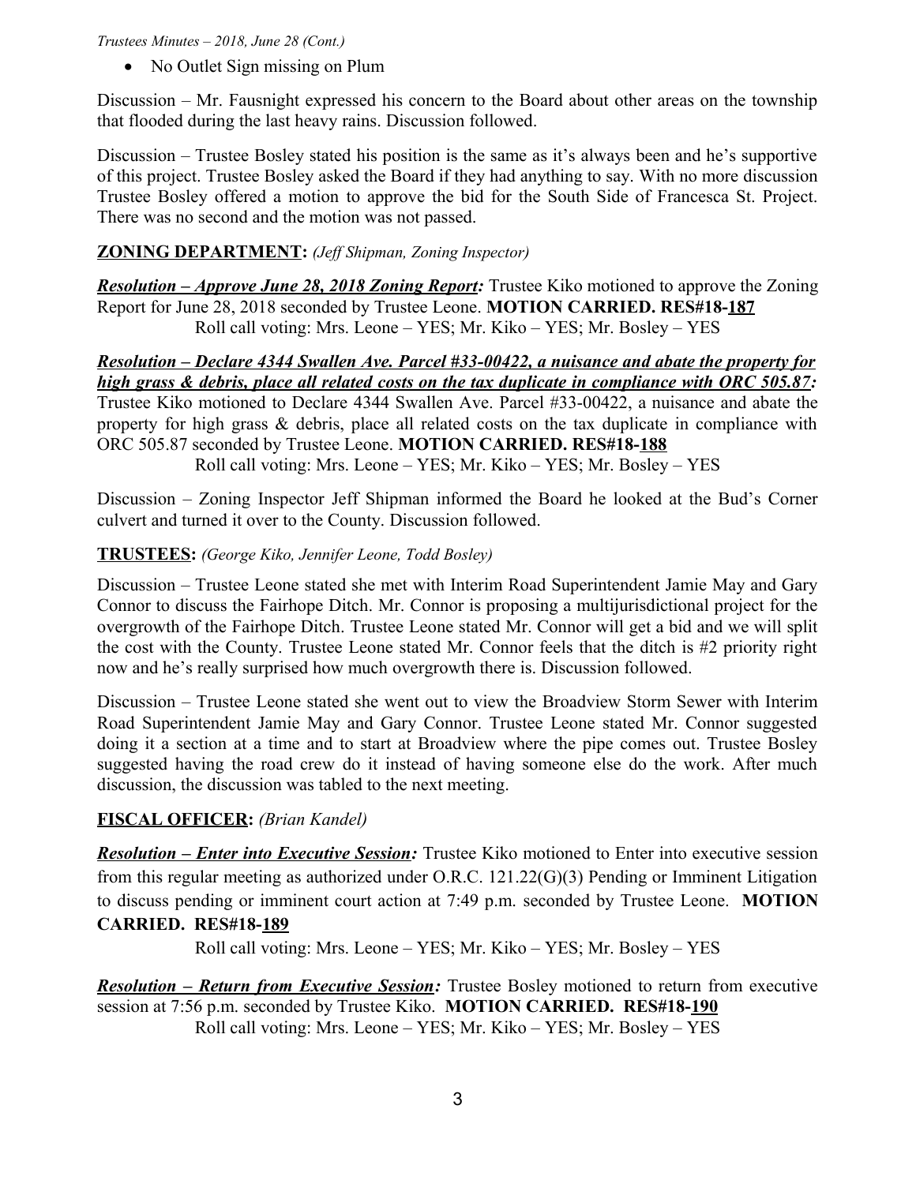- No Outlet Sign missing on Plum

Discussion – Mr. Fausnight expressed his concern to the Board about other areas on the township that flooded during the last heavy rains. Discussion followed.

Discussion – Trustee Bosley stated his position is the same as it's always been and he's supportive of this project. Trustee Bosley asked the Board if they had anything to say. With no more discussion Trustee Bosley offered a motion to approve the bid for the South Side of Francesca St. Project. There was no second and the motion was not passed.

**ZONING DEPARTMENT:** *(Jeff Shipman, Zoning Inspector)*

***Resolution – Approve June 28, 2018 Zoning Report:*** Trustee Kiko motioned to approve the Zoning Report for June 28, 2018 seconded by Trustee Leone. **MOTION CARRIED. RES#18-187**
Roll call voting: Mrs. Leone – YES; Mr. Kiko – YES; Mr. Bosley – YES

***Resolution – Declare 4344 Swallen Ave. Parcel #33-00422, a nuisance and abate the property for high grass & debris, place all related costs on the tax duplicate in compliance with ORC 505.87:*** Trustee Kiko motioned to Declare 4344 Swallen Ave. Parcel #33-00422, a nuisance and abate the property for high grass & debris, place all related costs on the tax duplicate in compliance with ORC 505.87 seconded by Trustee Leone. **MOTION CARRIED. RES#18-188**
Roll call voting: Mrs. Leone – YES; Mr. Kiko – YES; Mr. Bosley – YES

Discussion – Zoning Inspector Jeff Shipman informed the Board he looked at the Bud's Corner culvert and turned it over to the County. Discussion followed.

**TRUSTEES:** *(George Kiko, Jennifer Leone, Todd Bosley)*

Discussion – Trustee Leone stated she met with Interim Road Superintendent Jamie May and Gary Connor to discuss the Fairhope Ditch. Mr. Connor is proposing a multijurisdictional project for the overgrowth of the Fairhope Ditch. Trustee Leone stated Mr. Connor will get a bid and we will split the cost with the County. Trustee Leone stated Mr. Connor feels that the ditch is #2 priority right now and he's really surprised how much overgrowth there is. Discussion followed.

Discussion – Trustee Leone stated she went out to view the Broadview Storm Sewer with Interim Road Superintendent Jamie May and Gary Connor. Trustee Leone stated Mr. Connor suggested doing it a section at a time and to start at Broadview where the pipe comes out. Trustee Bosley suggested having the road crew do it instead of having someone else do the work. After much discussion, the discussion was tabled to the next meeting.

**FISCAL OFFICER:** *(Brian Kandel)*

***Resolution – Enter into Executive Session:*** Trustee Kiko motioned to Enter into executive session from this regular meeting as authorized under O.R.C. 121.22(G)(3) Pending or Imminent Litigation to discuss pending or imminent court action at 7:49 p.m. seconded by Trustee Leone. **MOTION CARRIED. RES#18-189**
Roll call voting: Mrs. Leone – YES; Mr. Kiko – YES; Mr. Bosley – YES

***Resolution – Return from Executive Session:*** Trustee Bosley motioned to return from executive session at 7:56 p.m. seconded by Trustee Kiko. **MOTION CARRIED. RES#18-190**
Roll call voting: Mrs. Leone – YES; Mr. Kiko – YES; Mr. Bosley – YES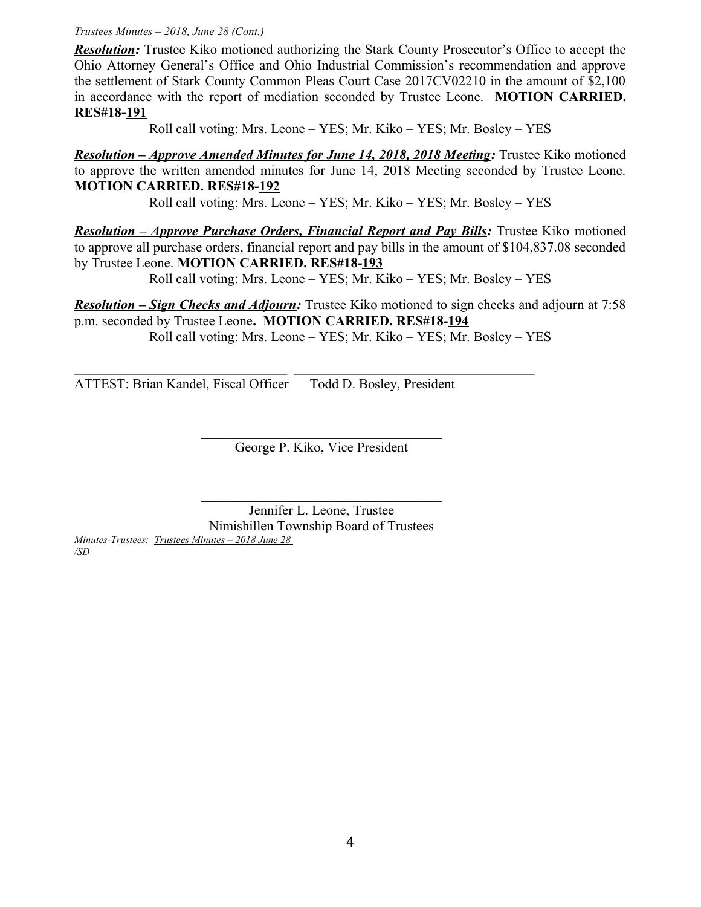***Resolution:*** Trustee Kiko motioned authorizing the Stark County Prosecutor's Office to accept the Ohio Attorney General's Office and Ohio Industrial Commission's recommendation and approve the settlement of Stark County Common Pleas Court Case 2017CV02210 in the amount of $2,100 in accordance with the report of mediation seconded by Trustee Leone. **MOTION CARRIED. RES#18-191**

Roll call voting: Mrs. Leone – YES; Mr. Kiko – YES; Mr. Bosley – YES

***Resolution – Approve Amended Minutes for June 14, 2018, 2018 Meeting:*** Trustee Kiko motioned to approve the written amended minutes for June 14, 2018 Meeting seconded by Trustee Leone. **MOTION CARRIED. RES#18-192**

Roll call voting: Mrs. Leone – YES; Mr. Kiko – YES; Mr. Bosley – YES

***Resolution – Approve Purchase Orders, Financial Report and Pay Bills:*** Trustee Kiko motioned to approve all purchase orders, financial report and pay bills in the amount of $104,837.08 seconded by Trustee Leone. **MOTION CARRIED. RES#18-193**

Roll call voting: Mrs. Leone – YES; Mr. Kiko – YES; Mr. Bosley – YES

***Resolution – Sign Checks and Adjourn:*** Trustee Kiko motioned to sign checks and adjourn at 7:58 p.m. seconded by Trustee Leone**. MOTION CARRIED. RES#18-194**

Roll call voting: Mrs. Leone – YES; Mr. Kiko – YES; Mr. Bosley – YES

______________________________ ______________________________

ATTEST: Brian Kandel, Fiscal Officer Todd D. Bosley, President

______________________________

George P. Kiko, Vice President

______________________________

Jennifer L. Leone, Trustee

Nimishillen Township Board of Trustees

*Minutes-Trustees: Trustees Minutes – 2018 June 28*

*/SD*